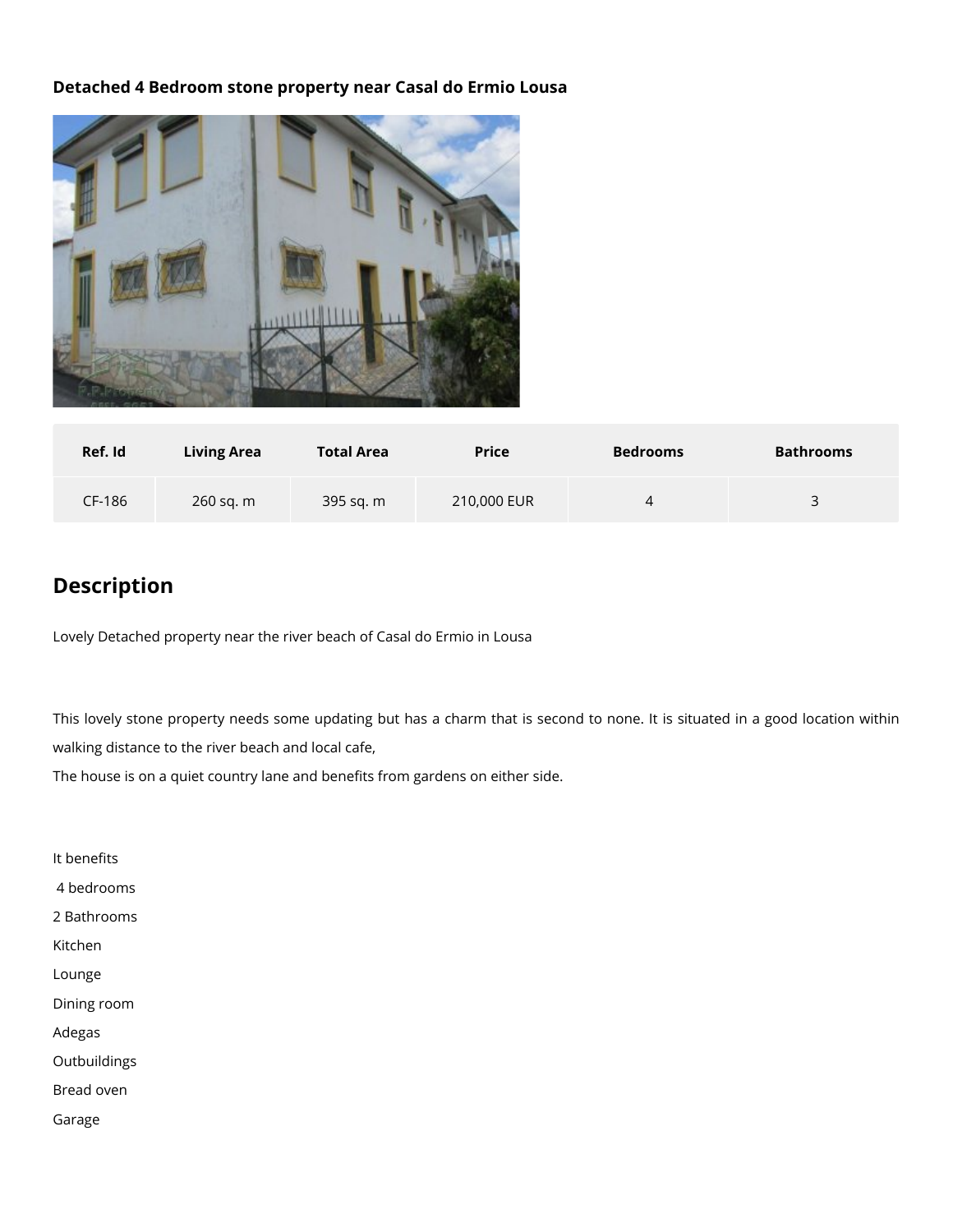**Detached 4 Bedroom stone property near Casal do Ermio Lousa**

| Ref. Id | Living Area | Total Area | Price | Bedrooms | Bathrooms |
|---|---|---|---|---|---|
| CF-186 | 260 sq. m | 395 sq. m | 210,000 EUR | 4 | 3 |

## Description

Lovely Detached property near the river beach of Casal do Ermio in Lousa

This lovely stone property needs some updating but has a charm that is second to none. It is situated in a good location within walking distance to the river beach and local cafe,
The house is on a quiet country lane and benefits from gardens on either side.

It benefits
4 bedrooms
2 Bathrooms
Kitchen
Lounge
Dining room
Adegas
Outbuildings
Bread oven
Garage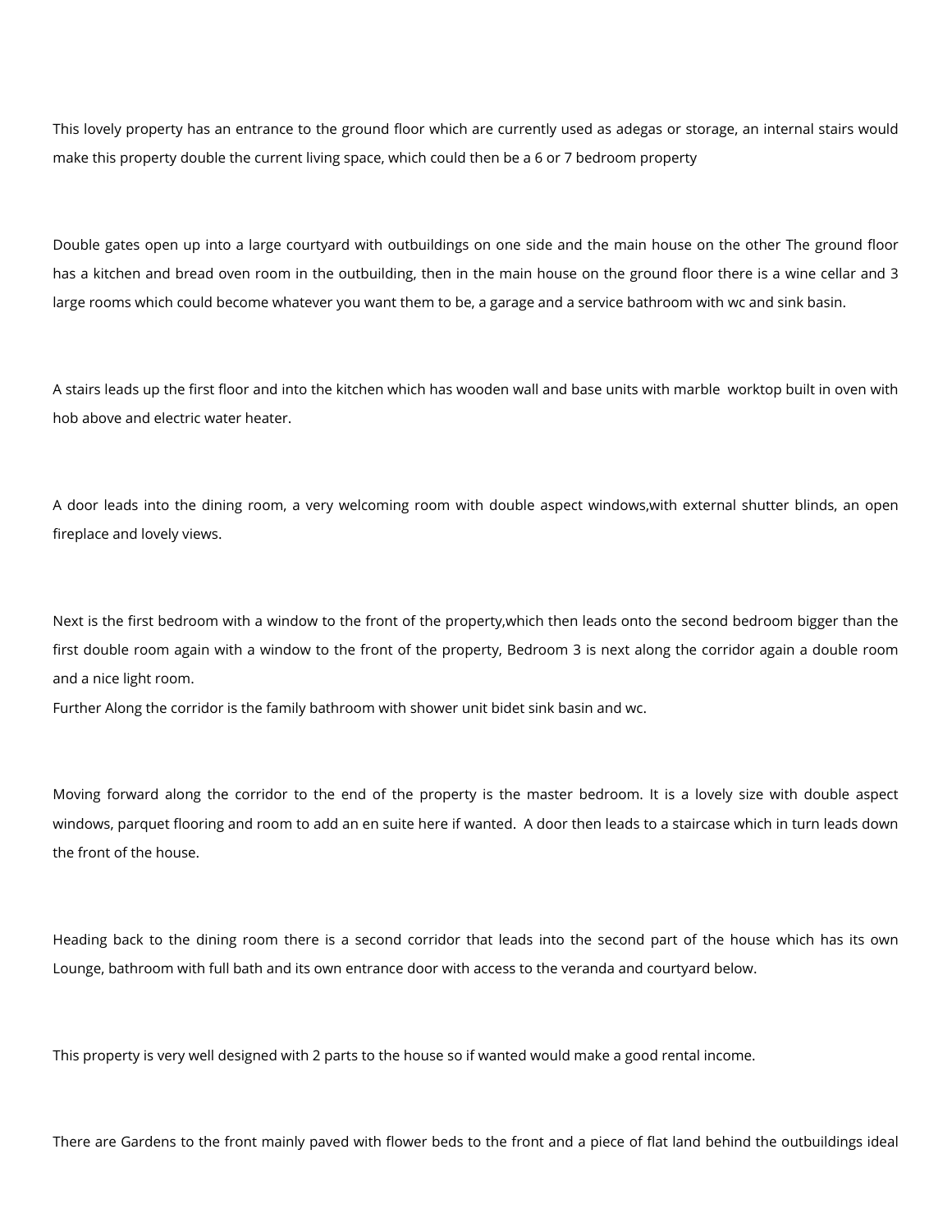This lovely property has an entrance to the ground floor which are currently used as adegas or storage, an internal stairs would make this property double the current living space, which could then be a 6 or 7 bedroom property

Double gates open up into a large courtyard with outbuildings on one side and the main house on the other The ground floor has a kitchen and bread oven room in the outbuilding, then in the main house on the ground floor there is a wine cellar and 3 large rooms which could become whatever you want them to be, a garage and a service bathroom with wc and sink basin.

A stairs leads up the first floor and into the kitchen which has wooden wall and base units with marble worktop built in oven with hob above and electric water heater.

A door leads into the dining room, a very welcoming room with double aspect windows,with external shutter blinds, an open fireplace and lovely views.

Next is the first bedroom with a window to the front of the property,which then leads onto the second bedroom bigger than the first double room again with a window to the front of the property, Bedroom 3 is next along the corridor again a double room and a nice light room.
Further Along the corridor is the family bathroom with shower unit bidet sink basin and wc.

Moving forward along the corridor to the end of the property is the master bedroom. It is a lovely size with double aspect windows, parquet flooring and room to add an en suite here if wanted. A door then leads to a staircase which in turn leads down the front of the house.

Heading back to the dining room there is a second corridor that leads into the second part of the house which has its own Lounge, bathroom with full bath and its own entrance door with access to the veranda and courtyard below.

This property is very well designed with 2 parts to the house so if wanted would make a good rental income.

There are Gardens to the front mainly paved with flower beds to the front and a piece of flat land behind the outbuildings ideal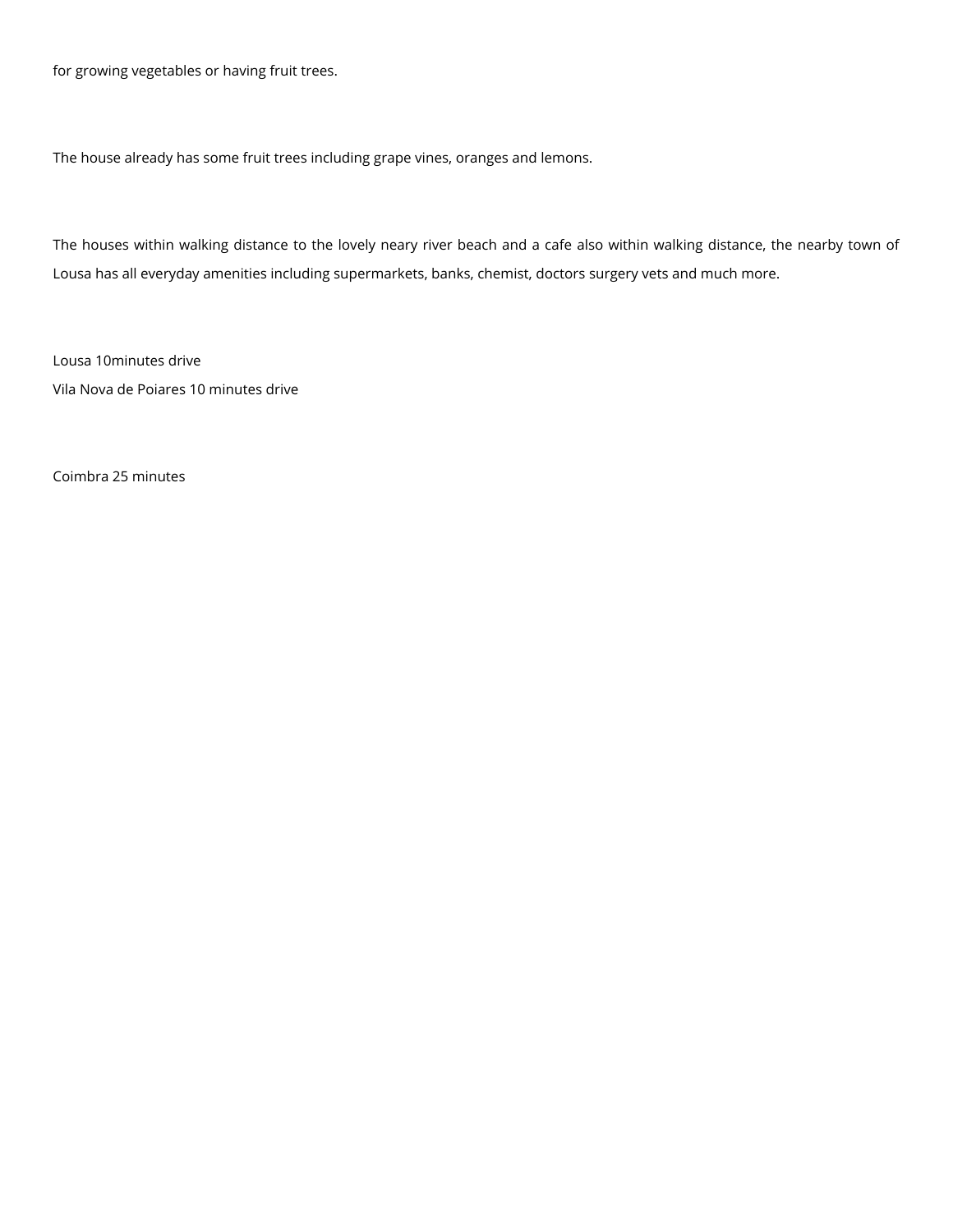for growing vegetables or having fruit trees.

The house already has some fruit trees including grape vines, oranges and lemons.

The houses within walking distance to the lovely neary river beach and a cafe also within walking distance, the nearby town of Lousa has all everyday amenities including supermarkets, banks, chemist, doctors surgery vets and much more.

Lousa 10minutes drive  
Vila Nova de Poiares 10 minutes drive

Coimbra 25 minutes